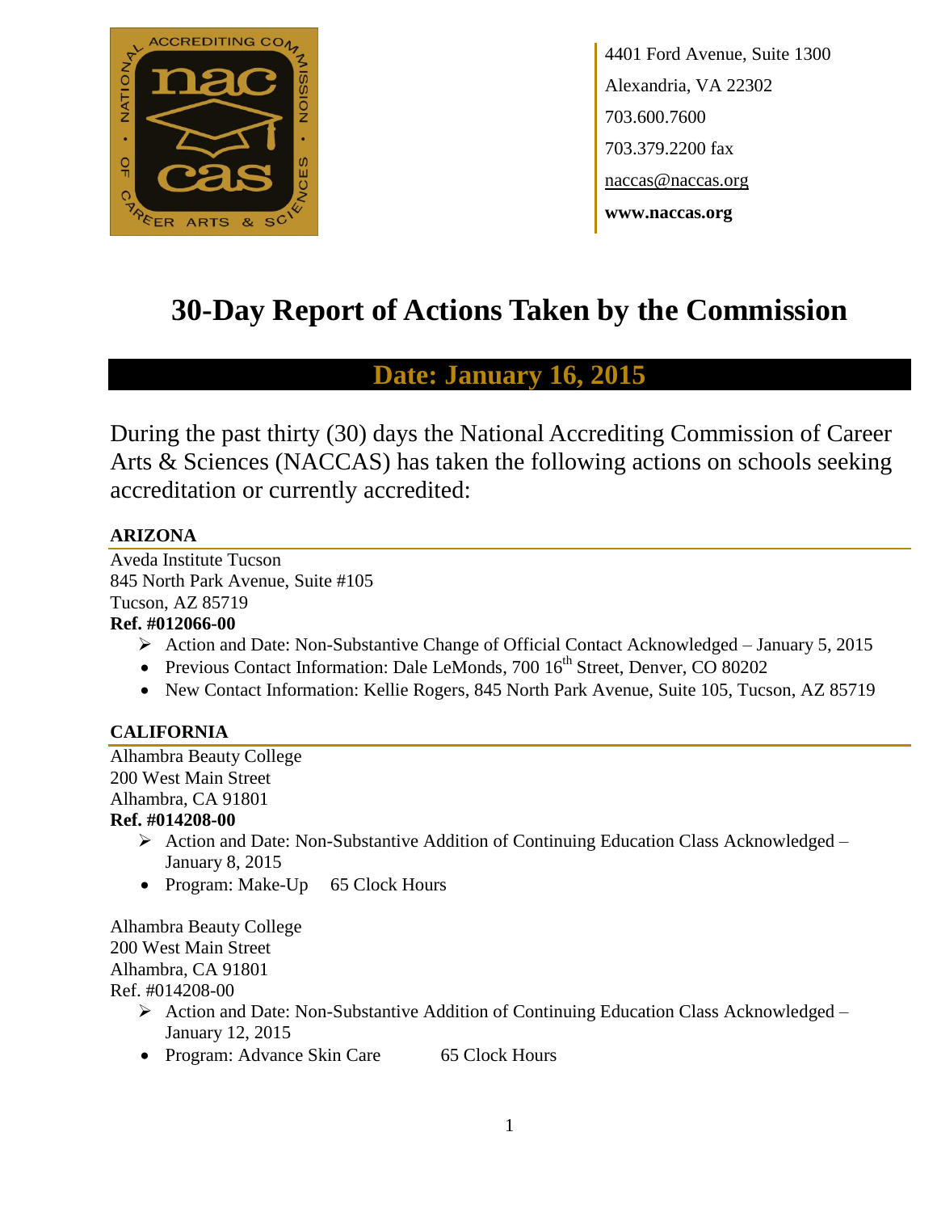4401 Ford Avenue, Suite 1300
Alexandria, VA 22302
703.600.7600
703.379.2200 fax
naccas@naccas.org
**www.naccas.org**

# 30-Day Report of Actions Taken by the Commission

## Date: January 16, 2015

During the past thirty (30) days the National Accrediting Commission of Career Arts & Sciences (NACCAS) has taken the following actions on schools seeking accreditation or currently accredited:

### ARIZONA

Aveda Institute Tucson
845 North Park Avenue, Suite #105
Tucson, AZ 85719
**Ref. #012066-00**

- Action and Date: Non-Substantive Change of Official Contact Acknowledged – January 5, 2015
- Previous Contact Information: Dale LeMonds, 700 16th Street, Denver, CO 80202
- New Contact Information: Kellie Rogers, 845 North Park Avenue, Suite 105, Tucson, AZ 85719

### CALIFORNIA

Alhambra Beauty College
200 West Main Street
Alhambra, CA 91801
**Ref. #014208-00**

- Action and Date: Non-Substantive Addition of Continuing Education Class Acknowledged – January 8, 2015
- Program: Make-Up 65 Clock Hours

Alhambra Beauty College
200 West Main Street
Alhambra, CA 91801
Ref. #014208-00

- Action and Date: Non-Substantive Addition of Continuing Education Class Acknowledged – January 12, 2015
- Program: Advance Skin Care 65 Clock Hours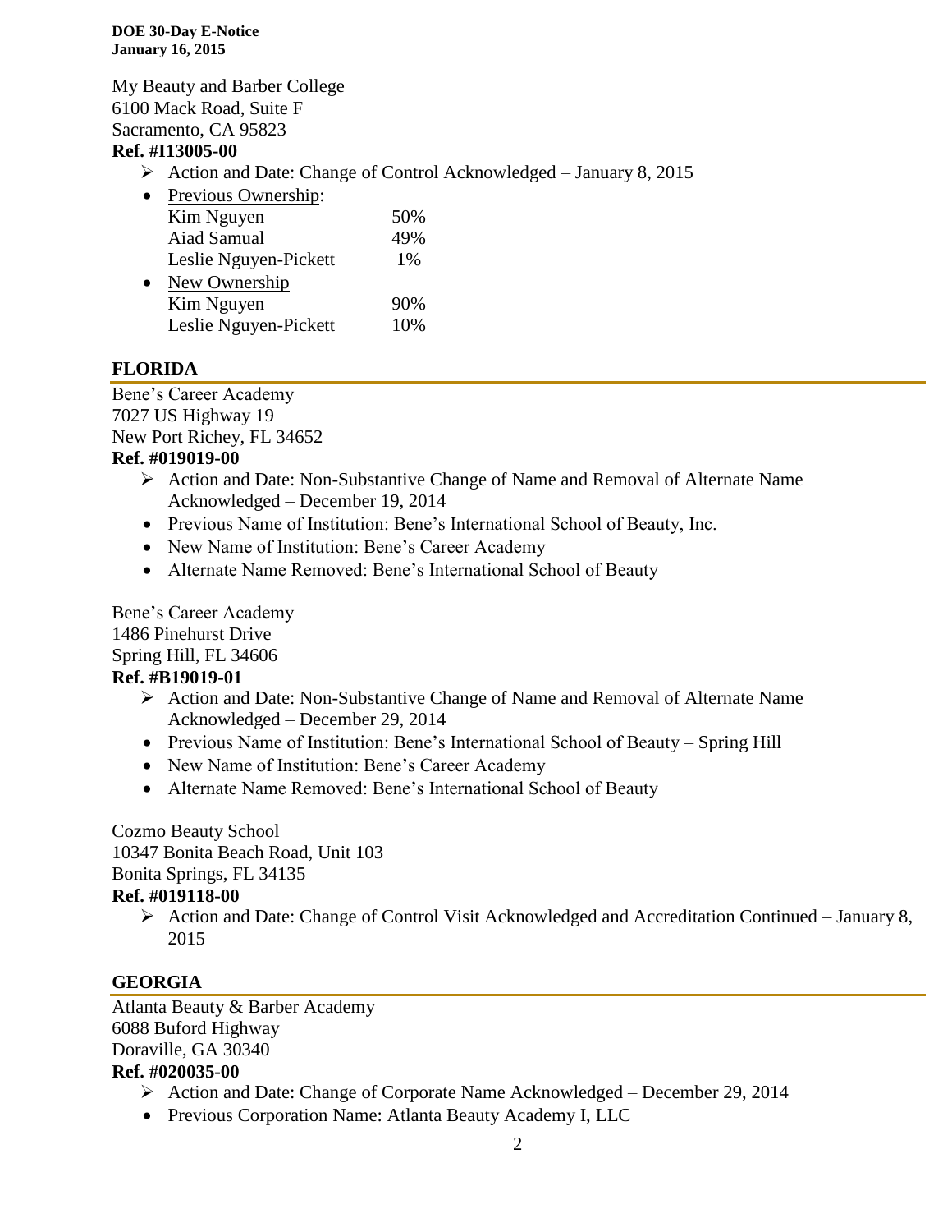My Beauty and Barber College
6100 Mack Road, Suite F
Sacramento, CA 95823
**Ref. #I13005-00**

- Action and Date: Change of Control Acknowledged – January 8, 2015
- Previous Ownership:

| | |
|---|---|
| Kim Nguyen | 50% |
| Aiad Samual | 49% |
| Leslie Nguyen-Pickett | 1% |

- New Ownership

| | |
|---|---|
| Kim Nguyen | 90% |
| Leslie Nguyen-Pickett | 10% |

## FLORIDA

Bene's Career Academy
7027 US Highway 19
New Port Richey, FL 34652
**Ref. #019019-00**

- Action and Date: Non-Substantive Change of Name and Removal of Alternate Name Acknowledged – December 19, 2014
- Previous Name of Institution: Bene's International School of Beauty, Inc.
- New Name of Institution: Bene's Career Academy
- Alternate Name Removed: Bene's International School of Beauty

Bene's Career Academy
1486 Pinehurst Drive
Spring Hill, FL 34606
**Ref. #B19019-01**

- Action and Date: Non-Substantive Change of Name and Removal of Alternate Name Acknowledged – December 29, 2014
- Previous Name of Institution: Bene's International School of Beauty – Spring Hill
- New Name of Institution: Bene's Career Academy
- Alternate Name Removed: Bene's International School of Beauty

Cozmo Beauty School
10347 Bonita Beach Road, Unit 103
Bonita Springs, FL 34135
**Ref. #019118-00**

- Action and Date: Change of Control Visit Acknowledged and Accreditation Continued – January 8, 2015

## GEORGIA

Atlanta Beauty & Barber Academy
6088 Buford Highway
Doraville, GA 30340
**Ref. #020035-00**

- Action and Date: Change of Corporate Name Acknowledged – December 29, 2014
- Previous Corporation Name: Atlanta Beauty Academy I, LLC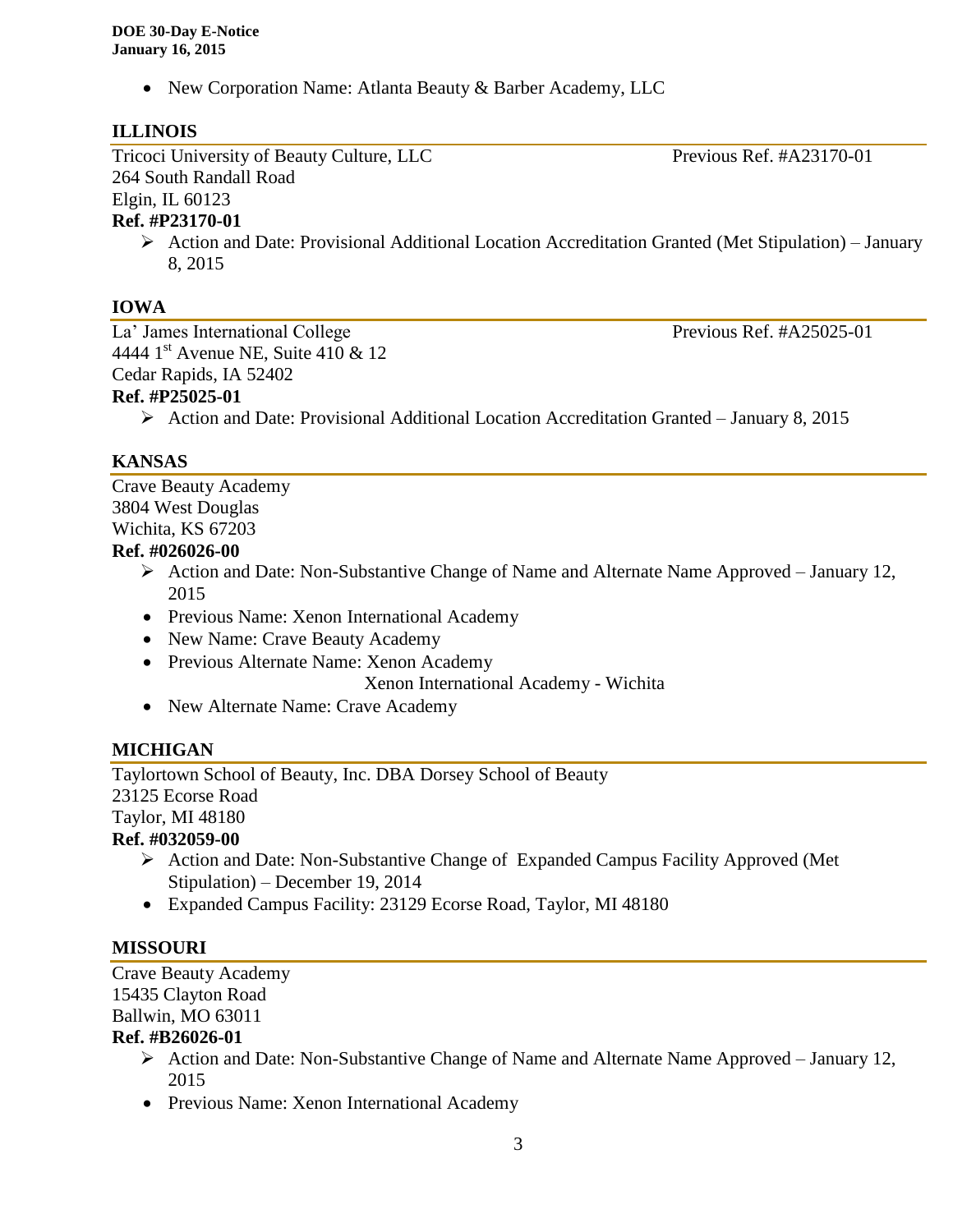- New Corporation Name: Atlanta Beauty & Barber Academy, LLC

## ILLINOIS

Tricoci University of Beauty Culture, LLC — Previous Ref. #A23170-01
264 South Randall Road
Elgin, IL 60123
**Ref. #P23170-01**

- Action and Date: Provisional Additional Location Accreditation Granted (Met Stipulation) – January 8, 2015

## IOWA

La' James International College — Previous Ref. #A25025-01
4444 1st Avenue NE, Suite 410 & 12
Cedar Rapids, IA 52402
**Ref. #P25025-01**

- Action and Date: Provisional Additional Location Accreditation Granted – January 8, 2015

## KANSAS

Crave Beauty Academy
3804 West Douglas
Wichita, KS 67203
**Ref. #026026-00**

- Action and Date: Non-Substantive Change of Name and Alternate Name Approved – January 12, 2015
- Previous Name: Xenon International Academy
- New Name: Crave Beauty Academy
- Previous Alternate Name: Xenon Academy
  Xenon International Academy - Wichita
- New Alternate Name: Crave Academy

## MICHIGAN

Taylortown School of Beauty, Inc. DBA Dorsey School of Beauty
23125 Ecorse Road
Taylor, MI 48180
**Ref. #032059-00**

- Action and Date: Non-Substantive Change of Expanded Campus Facility Approved (Met Stipulation) – December 19, 2014
- Expanded Campus Facility: 23129 Ecorse Road, Taylor, MI 48180

## MISSOURI

Crave Beauty Academy
15435 Clayton Road
Ballwin, MO 63011
**Ref. #B26026-01**

- Action and Date: Non-Substantive Change of Name and Alternate Name Approved – January 12, 2015
- Previous Name: Xenon International Academy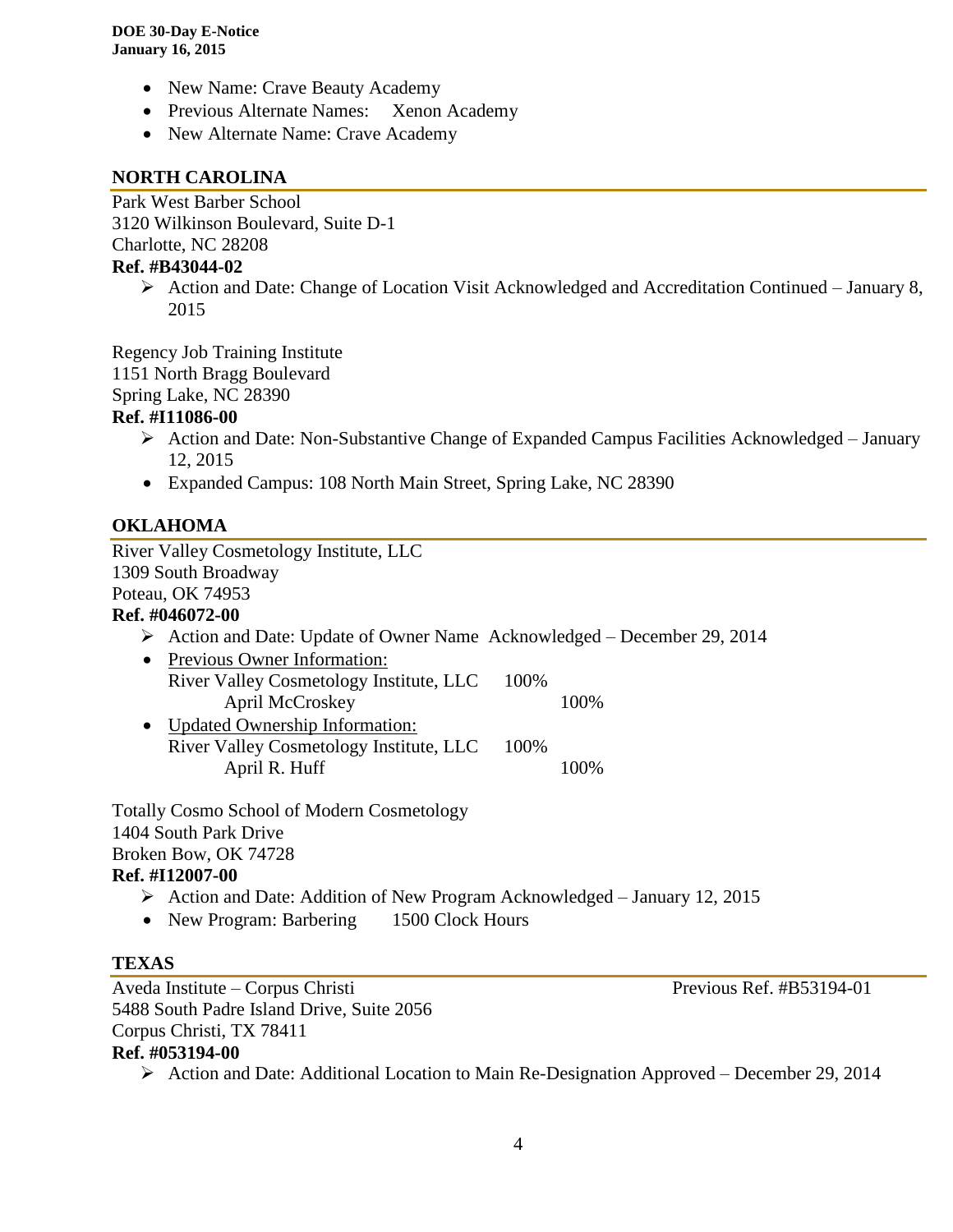- New Name: Crave Beauty Academy
- Previous Alternate Names: Xenon Academy
- New Alternate Name: Crave Academy

## NORTH CAROLINA

Park West Barber School
3120 Wilkinson Boulevard, Suite D-1
Charlotte, NC 28208
**Ref. #B43044-02**

- ➢ Action and Date: Change of Location Visit Acknowledged and Accreditation Continued – January 8, 2015

Regency Job Training Institute
1151 North Bragg Boulevard
Spring Lake, NC 28390
**Ref. #I11086-00**

- ➢ Action and Date: Non-Substantive Change of Expanded Campus Facilities Acknowledged – January 12, 2015
- Expanded Campus: 108 North Main Street, Spring Lake, NC 28390

## OKLAHOMA

River Valley Cosmetology Institute, LLC
1309 South Broadway
Poteau, OK 74953
**Ref. #046072-00**

- ➢ Action and Date: Update of Owner Name Acknowledged – December 29, 2014
- Previous Owner Information:
  River Valley Cosmetology Institute, LLC 100%
  - April McCroskey 100%
- Updated Ownership Information:
  River Valley Cosmetology Institute, LLC 100%
  - April R. Huff 100%

Totally Cosmo School of Modern Cosmetology
1404 South Park Drive
Broken Bow, OK 74728
**Ref. #I12007-00**

- ➢ Action and Date: Addition of New Program Acknowledged – January 12, 2015
- New Program: Barbering 1500 Clock Hours

## TEXAS

Aveda Institute – Corpus Christi — Previous Ref. #B53194-01
5488 South Padre Island Drive, Suite 2056
Corpus Christi, TX 78411
**Ref. #053194-00**

- ➢ Action and Date: Additional Location to Main Re-Designation Approved – December 29, 2014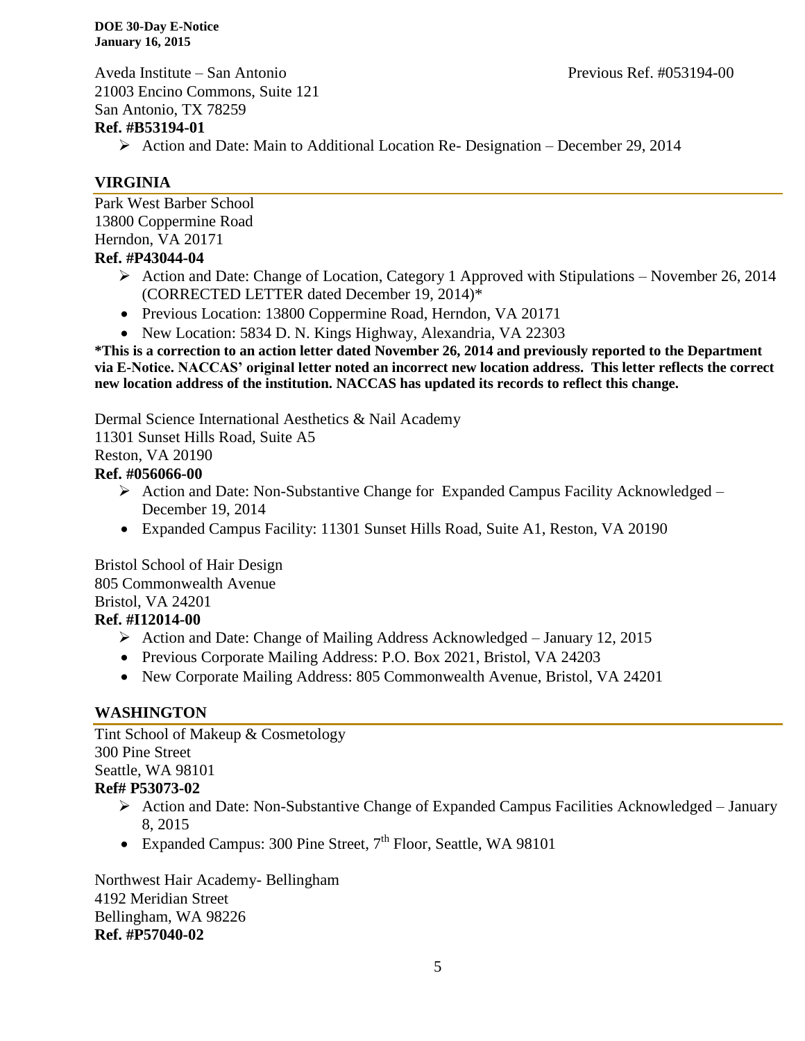Aveda Institute – San Antonio Previous Ref. #053194-00
21003 Encino Commons, Suite 121
San Antonio, TX 78259
**Ref. #B53194-01**

- Action and Date: Main to Additional Location Re- Designation – December 29, 2014

## VIRGINIA

Park West Barber School
13800 Coppermine Road
Herndon, VA 20171
**Ref. #P43044-04**

- Action and Date: Change of Location, Category 1 Approved with Stipulations – November 26, 2014 (CORRECTED LETTER dated December 19, 2014)*
- Previous Location: 13800 Coppermine Road, Herndon, VA 20171
- New Location: 5834 D. N. Kings Highway, Alexandria, VA 22303

**\*This is a correction to an action letter dated November 26, 2014 and previously reported to the Department via E-Notice. NACCAS' original letter noted an incorrect new location address. This letter reflects the correct new location address of the institution. NACCAS has updated its records to reflect this change.**

Dermal Science International Aesthetics & Nail Academy
11301 Sunset Hills Road, Suite A5
Reston, VA 20190
**Ref. #056066-00**

- Action and Date: Non-Substantive Change for Expanded Campus Facility Acknowledged – December 19, 2014
- Expanded Campus Facility: 11301 Sunset Hills Road, Suite A1, Reston, VA 20190

Bristol School of Hair Design
805 Commonwealth Avenue
Bristol, VA 24201
**Ref. #I12014-00**

- Action and Date: Change of Mailing Address Acknowledged – January 12, 2015
- Previous Corporate Mailing Address: P.O. Box 2021, Bristol, VA 24203
- New Corporate Mailing Address: 805 Commonwealth Avenue, Bristol, VA 24201

## WASHINGTON

Tint School of Makeup & Cosmetology
300 Pine Street
Seattle, WA 98101
**Ref# P53073-02**

- Action and Date: Non-Substantive Change of Expanded Campus Facilities Acknowledged – January 8, 2015
- Expanded Campus: 300 Pine Street, 7th Floor, Seattle, WA 98101

Northwest Hair Academy- Bellingham
4192 Meridian Street
Bellingham, WA 98226
**Ref. #P57040-02**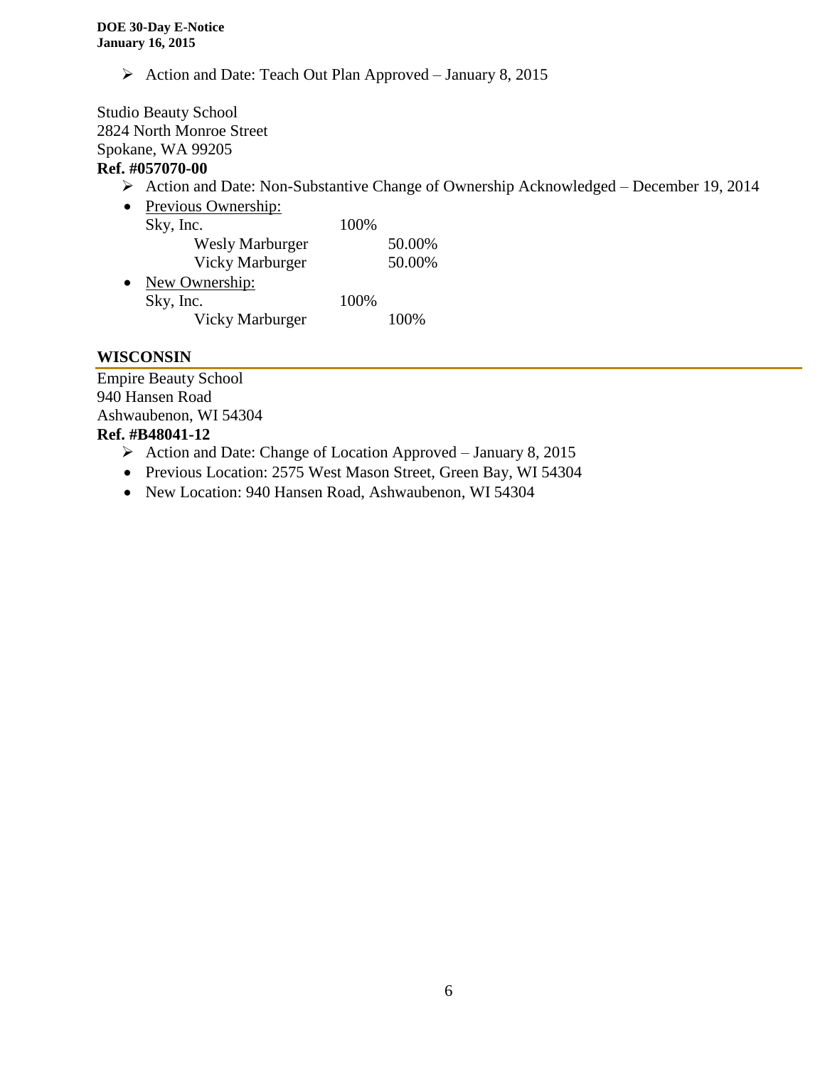- Action and Date: Teach Out Plan Approved – January 8, 2015

Studio Beauty School
2824 North Monroe Street
Spokane, WA 99205
**Ref. #057070-00**

- Action and Date: Non-Substantive Change of Ownership Acknowledged – December 19, 2014
- Previous Ownership:
  - Sky, Inc. 100%
    - Wesly Marburger 50.00%
    - Vicky Marburger 50.00%
- New Ownership:
  - Sky, Inc. 100%
    - Vicky Marburger 100%

## WISCONSIN

Empire Beauty School
940 Hansen Road
Ashwaubenon, WI 54304
**Ref. #B48041-12**

- Action and Date: Change of Location Approved – January 8, 2015
- Previous Location: 2575 West Mason Street, Green Bay, WI 54304
- New Location: 940 Hansen Road, Ashwaubenon, WI 54304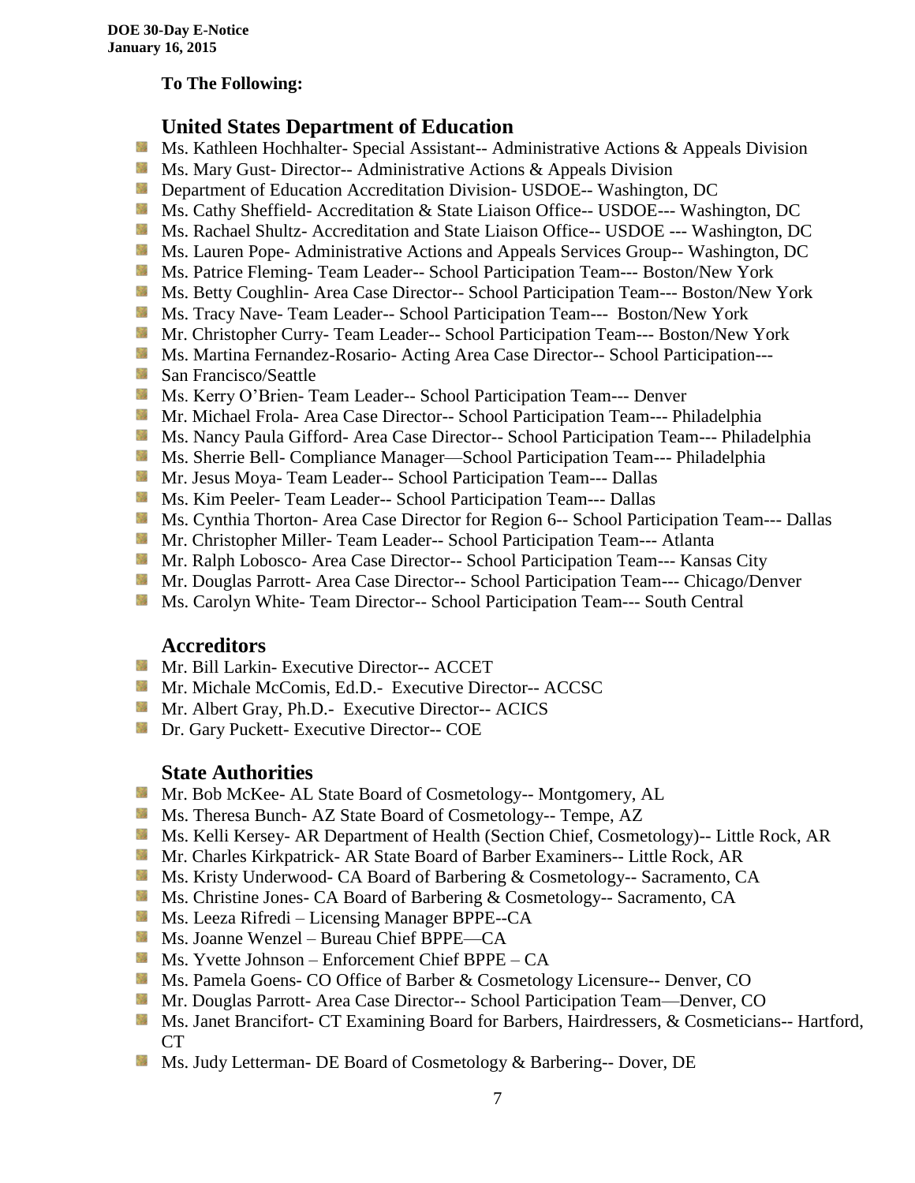**To The Following:**

## United States Department of Education

- Ms. Kathleen Hochhalter- Special Assistant-- Administrative Actions & Appeals Division
- Ms. Mary Gust- Director-- Administrative Actions & Appeals Division
- Department of Education Accreditation Division- USDOE-- Washington, DC
- Ms. Cathy Sheffield- Accreditation & State Liaison Office-- USDOE--- Washington, DC
- Ms. Rachael Shultz- Accreditation and State Liaison Office-- USDOE --- Washington, DC
- Ms. Lauren Pope- Administrative Actions and Appeals Services Group-- Washington, DC
- Ms. Patrice Fleming- Team Leader-- School Participation Team--- Boston/New York
- Ms. Betty Coughlin- Area Case Director-- School Participation Team--- Boston/New York
- Ms. Tracy Nave- Team Leader-- School Participation Team--- Boston/New York
- Mr. Christopher Curry- Team Leader-- School Participation Team--- Boston/New York
- Ms. Martina Fernandez-Rosario- Acting Area Case Director-- School Participation---
- San Francisco/Seattle
- Ms. Kerry O'Brien- Team Leader-- School Participation Team--- Denver
- Mr. Michael Frola- Area Case Director-- School Participation Team--- Philadelphia
- Ms. Nancy Paula Gifford- Area Case Director-- School Participation Team--- Philadelphia
- Ms. Sherrie Bell- Compliance Manager—School Participation Team--- Philadelphia
- Mr. Jesus Moya- Team Leader-- School Participation Team--- Dallas
- Ms. Kim Peeler- Team Leader-- School Participation Team--- Dallas
- Ms. Cynthia Thorton- Area Case Director for Region 6-- School Participation Team--- Dallas
- Mr. Christopher Miller- Team Leader-- School Participation Team--- Atlanta
- Mr. Ralph Lobosco- Area Case Director-- School Participation Team--- Kansas City
- Mr. Douglas Parrott- Area Case Director-- School Participation Team--- Chicago/Denver
- Ms. Carolyn White- Team Director-- School Participation Team--- South Central

## Accreditors

- Mr. Bill Larkin- Executive Director-- ACCET
- Mr. Michale McComis, Ed.D.- Executive Director-- ACCSC
- Mr. Albert Gray, Ph.D.- Executive Director-- ACICS
- Dr. Gary Puckett- Executive Director-- COE

## State Authorities

- Mr. Bob McKee- AL State Board of Cosmetology-- Montgomery, AL
- Ms. Theresa Bunch- AZ State Board of Cosmetology-- Tempe, AZ
- Ms. Kelli Kersey- AR Department of Health (Section Chief, Cosmetology)-- Little Rock, AR
- Mr. Charles Kirkpatrick- AR State Board of Barber Examiners-- Little Rock, AR
- Ms. Kristy Underwood- CA Board of Barbering & Cosmetology-- Sacramento, CA
- Ms. Christine Jones- CA Board of Barbering & Cosmetology-- Sacramento, CA
- Ms. Leeza Rifredi – Licensing Manager BPPE--CA
- Ms. Joanne Wenzel – Bureau Chief BPPE—CA
- Ms. Yvette Johnson – Enforcement Chief BPPE – CA
- Ms. Pamela Goens- CO Office of Barber & Cosmetology Licensure-- Denver, CO
- Mr. Douglas Parrott- Area Case Director-- School Participation Team—Denver, CO
- Ms. Janet Brancifort- CT Examining Board for Barbers, Hairdressers, & Cosmeticians-- Hartford, CT
- Ms. Judy Letterman- DE Board of Cosmetology & Barbering-- Dover, DE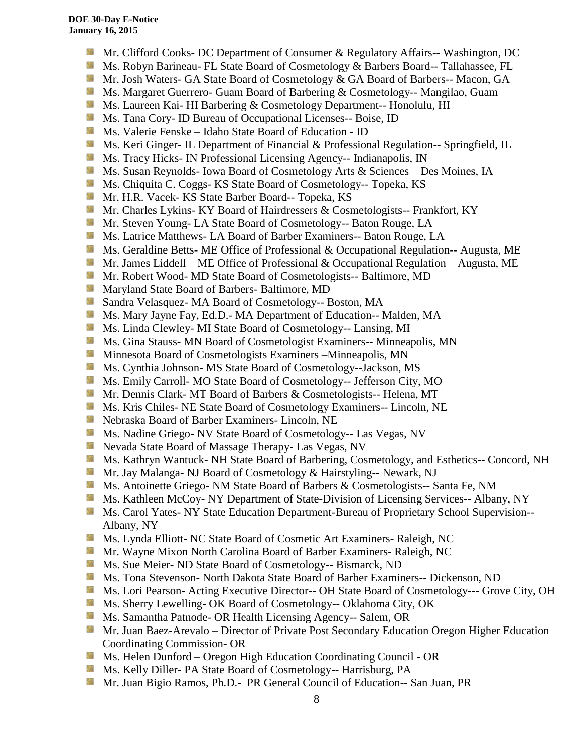- Mr. Clifford Cooks- DC Department of Consumer & Regulatory Affairs-- Washington, DC
- Ms. Robyn Barineau- FL State Board of Cosmetology & Barbers Board-- Tallahassee, FL
- Mr. Josh Waters- GA State Board of Cosmetology & GA Board of Barbers-- Macon, GA
- Ms. Margaret Guerrero- Guam Board of Barbering & Cosmetology-- Mangilao, Guam
- Ms. Laureen Kai- HI Barbering & Cosmetology Department-- Honolulu, HI
- Ms. Tana Cory- ID Bureau of Occupational Licenses-- Boise, ID
- Ms. Valerie Fenske – Idaho State Board of Education - ID
- Ms. Keri Ginger- IL Department of Financial & Professional Regulation-- Springfield, IL
- Ms. Tracy Hicks- IN Professional Licensing Agency-- Indianapolis, IN
- Ms. Susan Reynolds- Iowa Board of Cosmetology Arts & Sciences—Des Moines, IA
- Ms. Chiquita C. Coggs- KS State Board of Cosmetology-- Topeka, KS
- Mr. H.R. Vacek- KS State Barber Board-- Topeka, KS
- Mr. Charles Lykins- KY Board of Hairdressers & Cosmetologists-- Frankfort, KY
- Mr. Steven Young- LA State Board of Cosmetology-- Baton Rouge, LA
- Ms. Latrice Matthews- LA Board of Barber Examiners-- Baton Rouge, LA
- Ms. Geraldine Betts- ME Office of Professional & Occupational Regulation-- Augusta, ME
- Mr. James Liddell – ME Office of Professional & Occupational Regulation—Augusta, ME
- Mr. Robert Wood- MD State Board of Cosmetologists-- Baltimore, MD
- Maryland State Board of Barbers- Baltimore, MD
- Sandra Velasquez- MA Board of Cosmetology-- Boston, MA
- Ms. Mary Jayne Fay, Ed.D.- MA Department of Education-- Malden, MA
- Ms. Linda Clewley- MI State Board of Cosmetology-- Lansing, MI
- Ms. Gina Stauss- MN Board of Cosmetologist Examiners-- Minneapolis, MN
- Minnesota Board of Cosmetologists Examiners –Minneapolis, MN
- Ms. Cynthia Johnson- MS State Board of Cosmetology--Jackson, MS
- Ms. Emily Carroll- MO State Board of Cosmetology-- Jefferson City, MO
- Mr. Dennis Clark- MT Board of Barbers & Cosmetologists-- Helena, MT
- Ms. Kris Chiles- NE State Board of Cosmetology Examiners-- Lincoln, NE
- Nebraska Board of Barber Examiners- Lincoln, NE
- Ms. Nadine Griego- NV State Board of Cosmetology-- Las Vegas, NV
- Nevada State Board of Massage Therapy- Las Vegas, NV
- Ms. Kathryn Wantuck- NH State Board of Barbering, Cosmetology, and Esthetics-- Concord, NH
- Mr. Jay Malanga- NJ Board of Cosmetology & Hairstyling-- Newark, NJ
- Ms. Antoinette Griego- NM State Board of Barbers & Cosmetologists-- Santa Fe, NM
- Ms. Kathleen McCoy- NY Department of State-Division of Licensing Services-- Albany, NY
- Ms. Carol Yates- NY State Education Department-Bureau of Proprietary School Supervision-- Albany, NY
- Ms. Lynda Elliott- NC State Board of Cosmetic Art Examiners- Raleigh, NC
- Mr. Wayne Mixon North Carolina Board of Barber Examiners- Raleigh, NC
- Ms. Sue Meier- ND State Board of Cosmetology-- Bismarck, ND
- Ms. Tona Stevenson- North Dakota State Board of Barber Examiners-- Dickenson, ND
- Ms. Lori Pearson- Acting Executive Director-- OH State Board of Cosmetology--- Grove City, OH
- Ms. Sherry Lewelling- OK Board of Cosmetology-- Oklahoma City, OK
- Ms. Samantha Patnode- OR Health Licensing Agency-- Salem, OR
- Mr. Juan Baez-Arevalo – Director of Private Post Secondary Education Oregon Higher Education Coordinating Commission- OR
- Ms. Helen Dunford – Oregon High Education Coordinating Council - OR
- Ms. Kelly Diller- PA State Board of Cosmetology-- Harrisburg, PA
- Mr. Juan Bigio Ramos, Ph.D.- PR General Council of Education-- San Juan, PR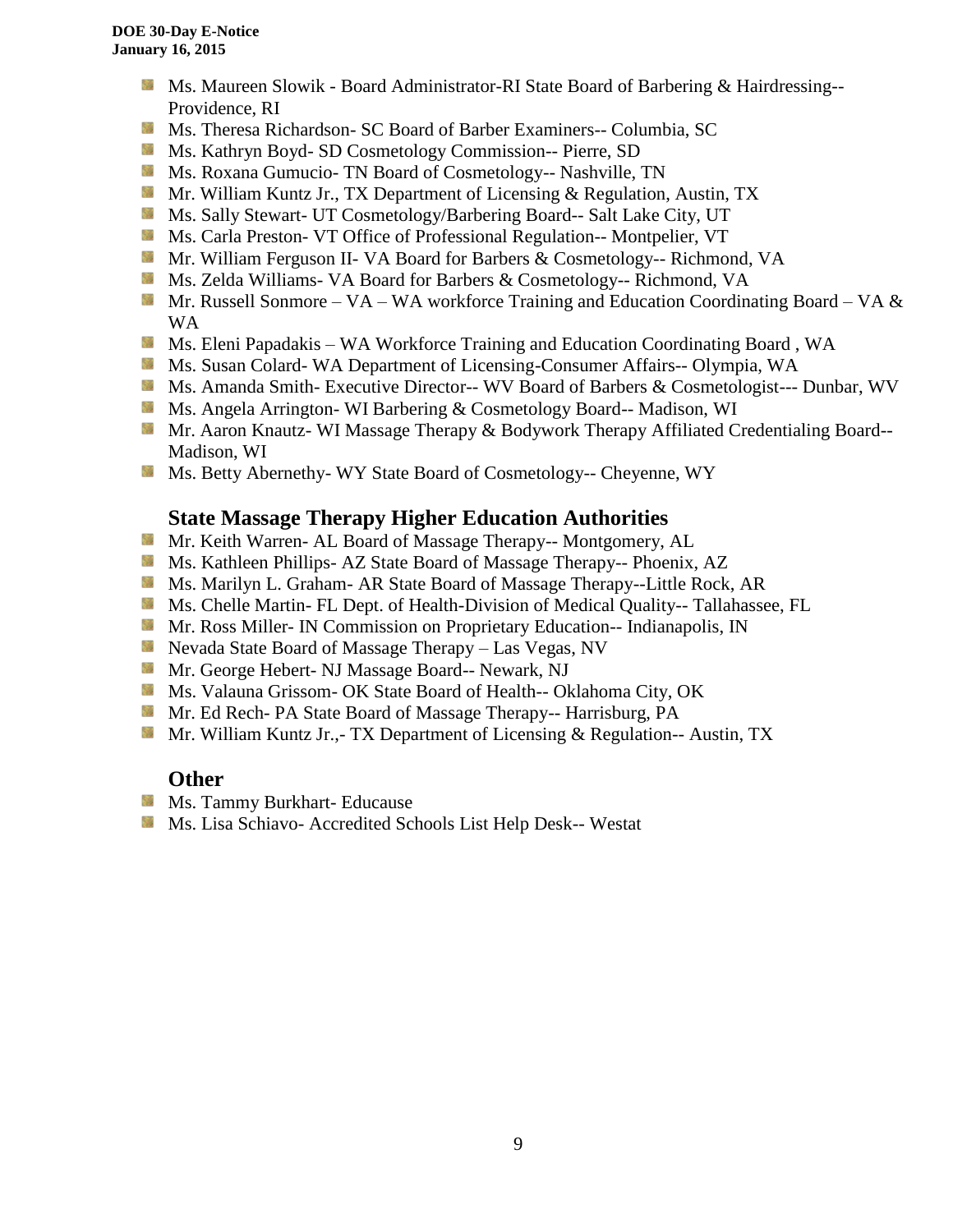- Ms. Maureen Slowik - Board Administrator-RI State Board of Barbering & Hairdressing-- Providence, RI
- Ms. Theresa Richardson- SC Board of Barber Examiners-- Columbia, SC
- Ms. Kathryn Boyd- SD Cosmetology Commission-- Pierre, SD
- Ms. Roxana Gumucio- TN Board of Cosmetology-- Nashville, TN
- Mr. William Kuntz Jr., TX Department of Licensing & Regulation, Austin, TX
- Ms. Sally Stewart- UT Cosmetology/Barbering Board-- Salt Lake City, UT
- Ms. Carla Preston- VT Office of Professional Regulation-- Montpelier, VT
- Mr. William Ferguson II- VA Board for Barbers & Cosmetology-- Richmond, VA
- Ms. Zelda Williams- VA Board for Barbers & Cosmetology-- Richmond, VA
- Mr. Russell Sonmore – VA – WA workforce Training and Education Coordinating Board – VA & WA
- Ms. Eleni Papadakis – WA Workforce Training and Education Coordinating Board , WA
- Ms. Susan Colard- WA Department of Licensing-Consumer Affairs-- Olympia, WA
- Ms. Amanda Smith- Executive Director-- WV Board of Barbers & Cosmetologist--- Dunbar, WV
- Ms. Angela Arrington- WI Barbering & Cosmetology Board-- Madison, WI
- Mr. Aaron Knautz- WI Massage Therapy & Bodywork Therapy Affiliated Credentialing Board-- Madison, WI
- Ms. Betty Abernethy- WY State Board of Cosmetology-- Cheyenne, WY

## State Massage Therapy Higher Education Authorities

- Mr. Keith Warren- AL Board of Massage Therapy-- Montgomery, AL
- Ms. Kathleen Phillips- AZ State Board of Massage Therapy-- Phoenix, AZ
- Ms. Marilyn L. Graham- AR State Board of Massage Therapy--Little Rock, AR
- Ms. Chelle Martin- FL Dept. of Health-Division of Medical Quality-- Tallahassee, FL
- Mr. Ross Miller- IN Commission on Proprietary Education-- Indianapolis, IN
- Nevada State Board of Massage Therapy – Las Vegas, NV
- Mr. George Hebert- NJ Massage Board-- Newark, NJ
- Ms. Valauna Grissom- OK State Board of Health-- Oklahoma City, OK
- Mr. Ed Rech- PA State Board of Massage Therapy-- Harrisburg, PA
- Mr. William Kuntz Jr.,- TX Department of Licensing & Regulation-- Austin, TX

## Other

- Ms. Tammy Burkhart- Educause
- Ms. Lisa Schiavo- Accredited Schools List Help Desk-- Westat